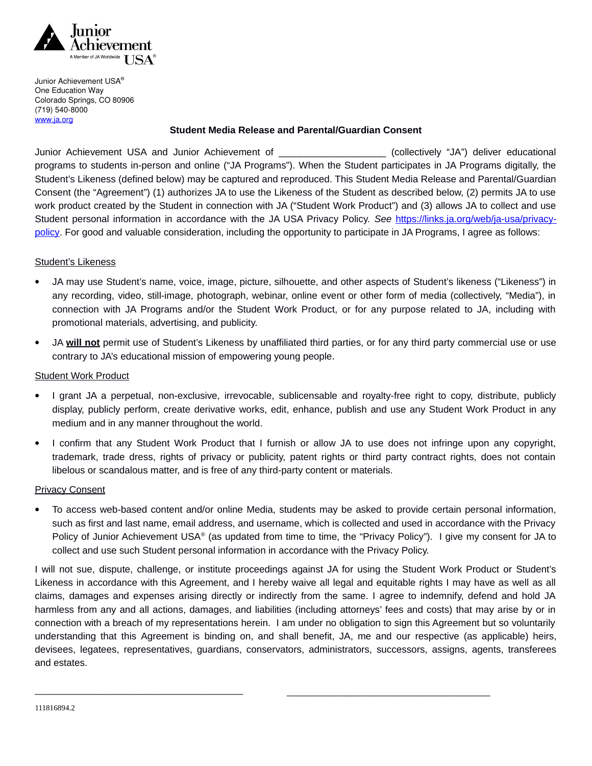Junior Achievement USA®
One Education Way
Colorado Springs, CO 80906
(719) 540-8000
www.ja.org

**Student Media Release and Parental/Guardian Consent**

Junior Achievement USA and Junior Achievement of ____________________ (collectively "JA") deliver educational programs to students in-person and online ("JA Programs"). When the Student participates in JA Programs digitally, the Student's Likeness (defined below) may be captured and reproduced. This Student Media Release and Parental/Guardian Consent (the "Agreement") (1) authorizes JA to use the Likeness of the Student as described below, (2) permits JA to use work product created by the Student in connection with JA ("Student Work Product") and (3) allows JA to collect and use Student personal information in accordance with the JA USA Privacy Policy. *See* https://links.ja.org/web/ja-usa/privacy-policy. For good and valuable consideration, including the opportunity to participate in JA Programs, I agree as follows:

Student's Likeness

- JA may use Student's name, voice, image, picture, silhouette, and other aspects of Student's likeness ("Likeness") in any recording, video, still-image, photograph, webinar, online event or other form of media (collectively, "Media"), in connection with JA Programs and/or the Student Work Product, or for any purpose related to JA, including with promotional materials, advertising, and publicity.
- JA **will not** permit use of Student's Likeness by unaffiliated third parties, or for any third party commercial use or use contrary to JA's educational mission of empowering young people.

Student Work Product

- I grant JA a perpetual, non-exclusive, irrevocable, sublicensable and royalty-free right to copy, distribute, publicly display, publicly perform, create derivative works, edit, enhance, publish and use any Student Work Product in any medium and in any manner throughout the world.
- I confirm that any Student Work Product that I furnish or allow JA to use does not infringe upon any copyright, trademark, trade dress, rights of privacy or publicity, patent rights or third party contract rights, does not contain libelous or scandalous matter, and is free of any third-party content or materials.

Privacy Consent

- To access web-based content and/or online Media, students may be asked to provide certain personal information, such as first and last name, email address, and username, which is collected and used in accordance with the Privacy Policy of Junior Achievement USA® (as updated from time to time, the "Privacy Policy"). I give my consent for JA to collect and use such Student personal information in accordance with the Privacy Policy.

I will not sue, dispute, challenge, or institute proceedings against JA for using the Student Work Product or Student's Likeness in accordance with this Agreement, and I hereby waive all legal and equitable rights I may have as well as all claims, damages and expenses arising directly or indirectly from the same. I agree to indemnify, defend and hold JA harmless from any and all actions, damages, and liabilities (including attorneys' fees and costs) that may arise by or in connection with a breach of my representations herein. I am under no obligation to sign this Agreement but so voluntarily understanding that this Agreement is binding on, and shall benefit, JA, me and our respective (as applicable) heirs, devisees, legatees, representatives, guardians, conservators, administrators, successors, assigns, agents, transferees and estates.

_________________________________________ _________________________________________

111816894.2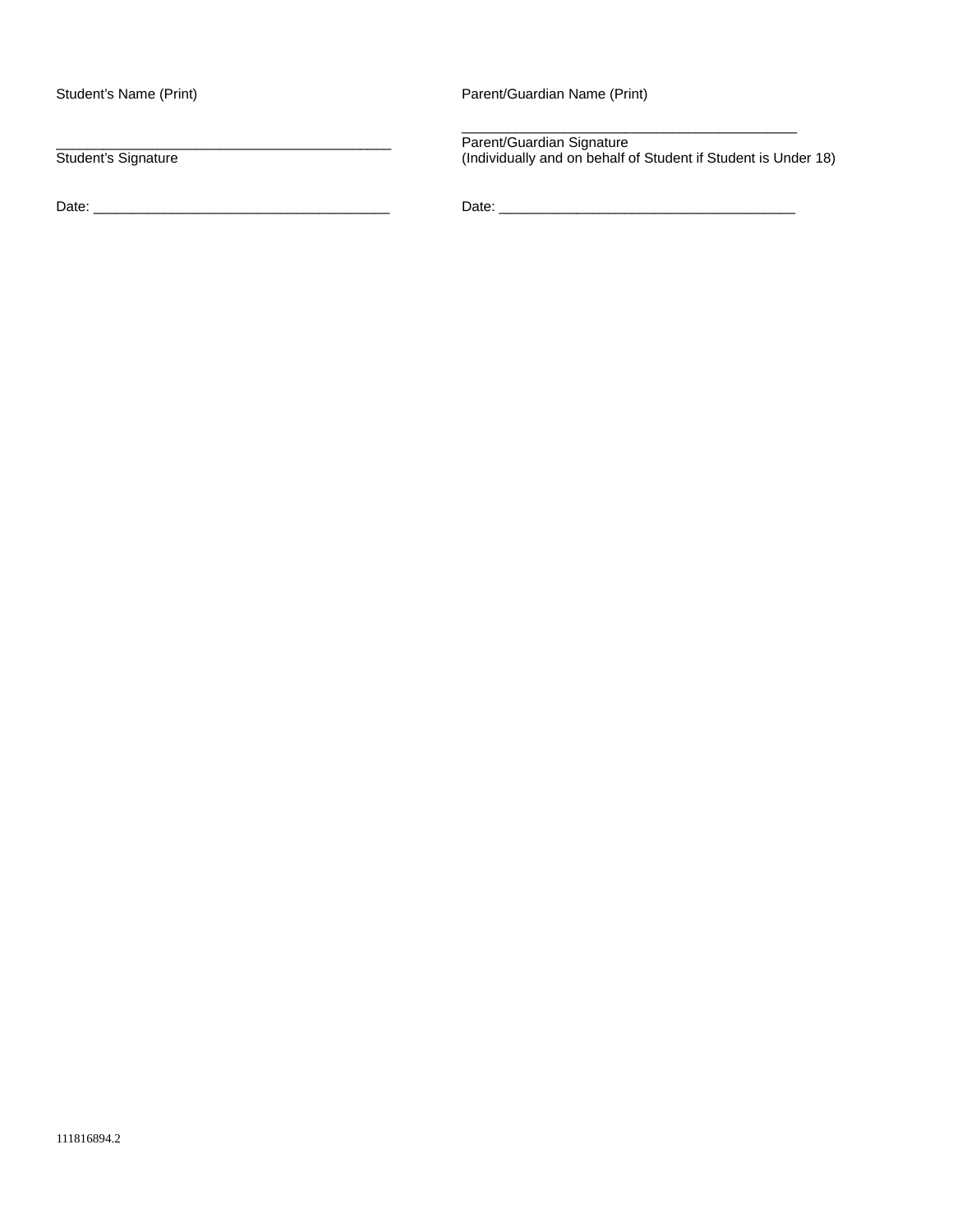Student's Name (Print)

\_\_\_\_\_\_\_\_\_\_\_\_\_\_\_\_\_\_\_\_\_\_\_\_\_\_\_\_\_\_\_\_\_\_\_\_\_\_\_\_\_\_\_\_

Student's Signature

Date: \_\_\_\_\_\_\_\_\_\_\_\_\_\_\_\_\_\_\_\_\_\_\_\_\_\_\_\_\_\_\_\_\_\_\_\_\_\_

Parent/Guardian Name (Print)

\_\_\_\_\_\_\_\_\_\_\_\_\_\_\_\_\_\_\_\_\_\_\_\_\_\_\_\_\_\_\_\_\_\_\_\_\_\_\_\_\_\_\_\_

Parent/Guardian Signature
(Individually and on behalf of Student if Student is Under 18)

Date: \_\_\_\_\_\_\_\_\_\_\_\_\_\_\_\_\_\_\_\_\_\_\_\_\_\_\_\_\_\_\_\_\_\_\_\_\_\_

111816894.2